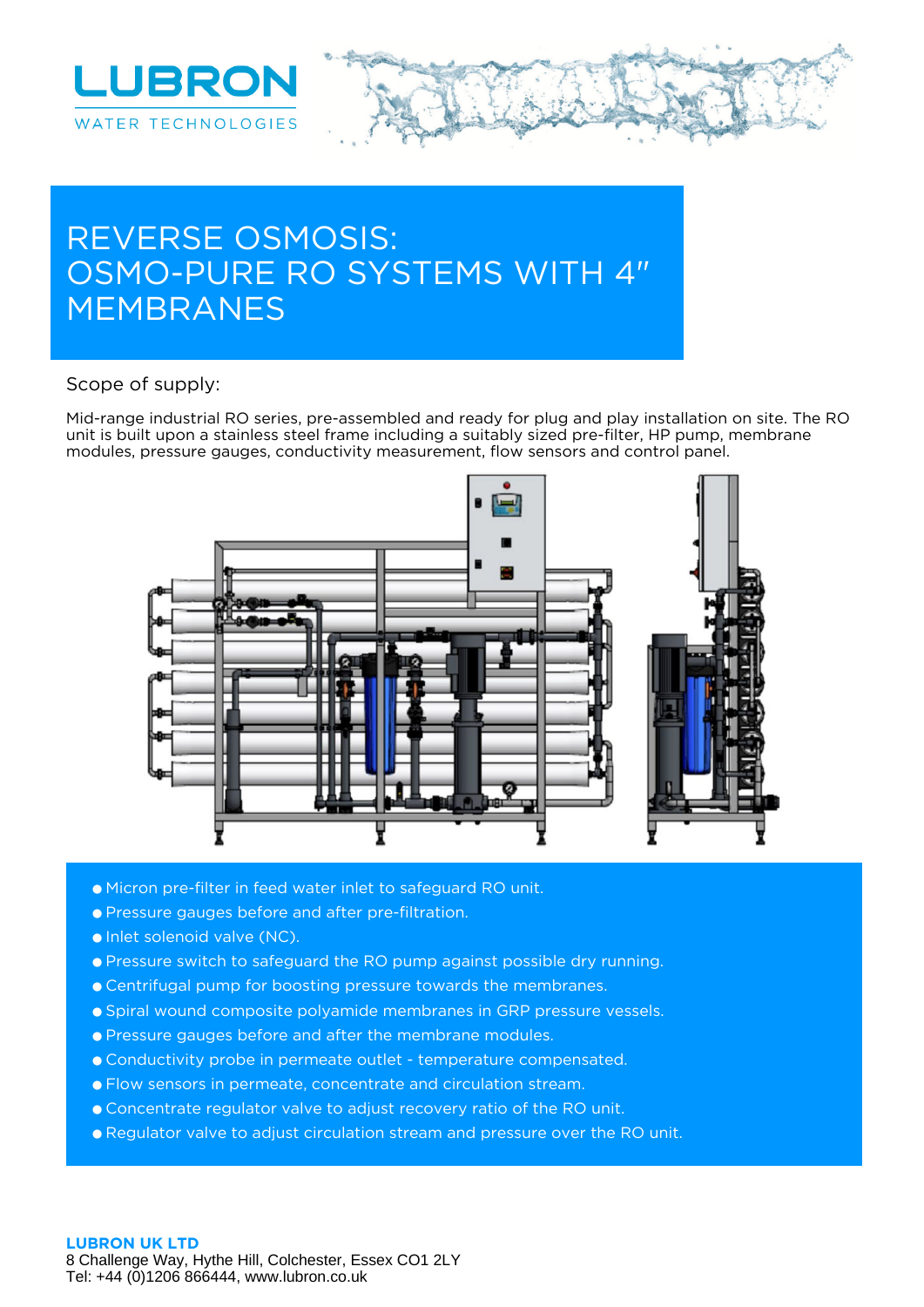LUBRON

WATER TECHNOLOGIES

# REVERSE OSMOSIS: OSMO-PURE RO SYSTEMS WITH 4″ MEMBRANES

## Scope of supply:

Mid-range industrial RO series, pre-assembled and ready for plug and play installation on site. The RO unit is built upon a stainless steel frame including a suitably sized pre-filter, HP pump, membrane modules, pressure gauges, conductivity measurement, flow sensors and control panel.

- Micron pre-filter in feed water inlet to safeguard RO unit.
- Pressure gauges before and after pre-filtration.
- Inlet solenoid valve (NC).
- Pressure switch to safeguard the RO pump against possible dry running.
- Centrifugal pump for boosting pressure towards the membranes.
- Spiral wound composite polyamide membranes in GRP pressure vessels.
- Pressure gauges before and after the membrane modules.
- Conductivity probe in permeate outlet - temperature compensated.
- Flow sensors in permeate, concentrate and circulation stream.
- Concentrate regulator valve to adjust recovery ratio of the RO unit.
- Regulator valve to adjust circulation stream and pressure over the RO unit.

**LUBRON UK LTD**
8 Challenge Way, Hythe Hill, Colchester, Essex CO1 2LY
Tel: +44 (0)1206 866444, www.lubron.co.uk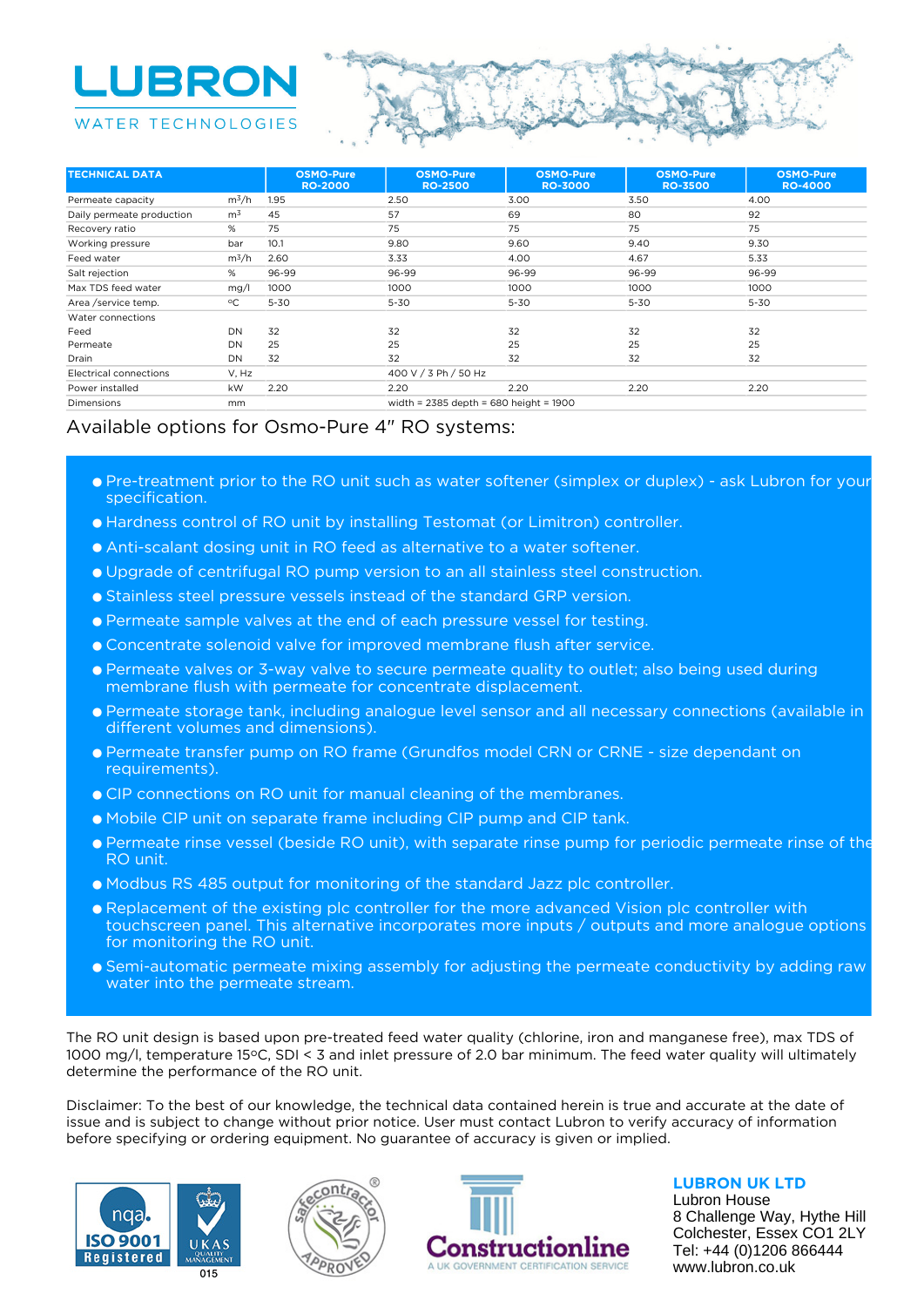# LUBRON

WATER TECHNOLOGIES

| TECHNICAL DATA | | OSMO-Pure RO-2000 | OSMO-Pure RO-2500 | OSMO-Pure RO-3000 | OSMO-Pure RO-3500 | OSMO-Pure RO-4000 |
|---|---|---|---|---|---|---|
| Permeate capacity | m³/h | 1.95 | 2.50 | 3.00 | 3.50 | 4.00 |
| Daily permeate production | m³ | 45 | 57 | 69 | 80 | 92 |
| Recovery ratio | % | 75 | 75 | 75 | 75 | 75 |
| Working pressure | bar | 10.1 | 9.80 | 9.60 | 9.40 | 9.30 |
| Feed water | m³/h | 2.60 | 3.33 | 4.00 | 4.67 | 5.33 |
| Salt rejection | % | 96-99 | 96-99 | 96-99 | 96-99 | 96-99 |
| Max TDS feed water | mg/l | 1000 | 1000 | 1000 | 1000 | 1000 |
| Area /service temp. | ºC | 5-30 | 5-30 | 5-30 | 5-30 | 5-30 |
| Water connections | | | | | | |
| Feed | DN | 32 | 32 | 32 | 32 | 32 |
| Permeate | DN | 25 | 25 | 25 | 25 | 25 |
| Drain | DN | 32 | 32 | 32 | 32 | 32 |
| Electrical connections | V, Hz | | 400 V / 3 Ph / 50 Hz | | | |
| Power installed | kW | 2.20 | 2.20 | 2.20 | 2.20 | 2.20 |
| Dimensions | mm | | width = 2385 depth = 680 height = 1900 | | | |

## Available options for Osmo-Pure 4" RO systems:

- Pre-treatment prior to the RO unit such as water softener (simplex or duplex) - ask Lubron for your specification.
- Hardness control of RO unit by installing Testomat (or Limitron) controller.
- Anti-scalant dosing unit in RO feed as alternative to a water softener.
- Upgrade of centrifugal RO pump version to an all stainless steel construction.
- Stainless steel pressure vessels instead of the standard GRP version.
- Permeate sample valves at the end of each pressure vessel for testing.
- Concentrate solenoid valve for improved membrane flush after service.
- Permeate valves or 3-way valve to secure permeate quality to outlet; also being used during membrane flush with permeate for concentrate displacement.
- Permeate storage tank, including analogue level sensor and all necessary connections (available in different volumes and dimensions).
- Permeate transfer pump on RO frame (Grundfos model CRN or CRNE - size dependant on requirements).
- CIP connections on RO unit for manual cleaning of the membranes.
- Mobile CIP unit on separate frame including CIP pump and CIP tank.
- Permeate rinse vessel (beside RO unit), with separate rinse pump for periodic permeate rinse of the RO unit.
- Modbus RS 485 output for monitoring of the standard Jazz plc controller.
- Replacement of the existing plc controller for the more advanced Vision plc controller with touchscreen panel. This alternative incorporates more inputs / outputs and more analogue options for monitoring the RO unit.
- Semi-automatic permeate mixing assembly for adjusting the permeate conductivity by adding raw water into the permeate stream.

The RO unit design is based upon pre-treated feed water quality (chlorine, iron and manganese free), max TDS of 1000 mg/l, temperature 15ºC, SDI < 3 and inlet pressure of 2.0 bar minimum. The feed water quality will ultimately determine the performance of the RO unit.

Disclaimer: To the best of our knowledge, the technical data contained herein is true and accurate at the date of issue and is subject to change without prior notice. User must contact Lubron to verify accuracy of information before specifying or ordering equipment. No guarantee of accuracy is given or implied.

nqa ISO 9001 Registered — UKAS Quality Management 015

safecontractor APPROVED

Constructionline — A UK GOVERNMENT CERTIFICATION SERVICE

**LUBRON UK LTD**
Lubron House
8 Challenge Way, Hythe Hill
Colchester, Essex CO1 2LY
Tel: +44 (0)1206 866444
www.lubron.co.uk